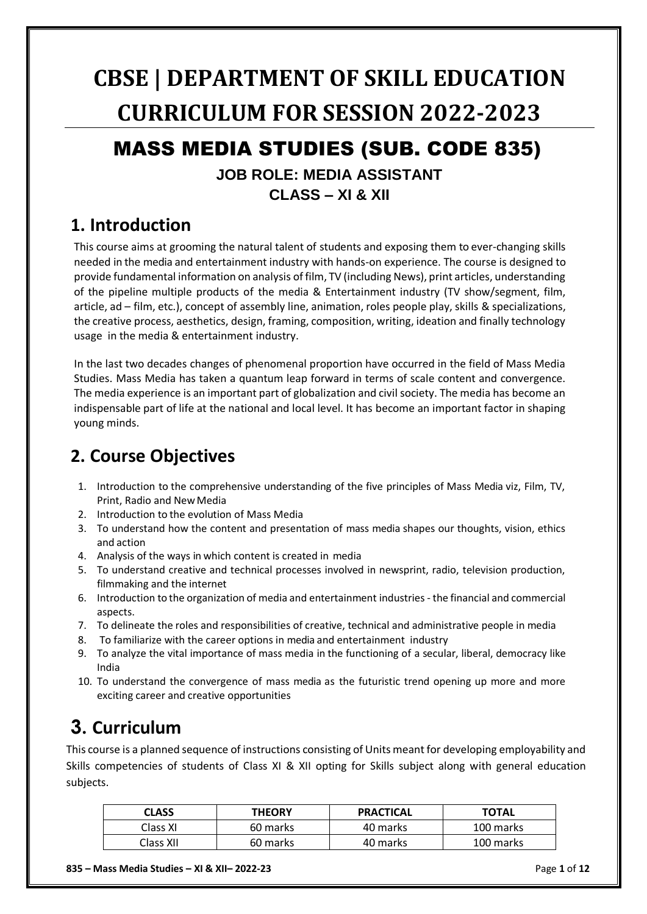# CBSE | DEPARTMENT OF SKILL EDUCATION CURRICULUM FOR SESSION 2022-2023

## MASS MEDIA STUDIES (SUB. CODE 835)

### JOB ROLE: MEDIA ASSISTANT

### CLASS – XI & XII

## 1. Introduction

This course aims at grooming the natural talent of students and exposing them to ever-changing skills needed in the media and entertainment industry with hands-on experience. The course is designed to provide fundamental information on analysis of film, TV (including News), print articles, understanding of the pipeline multiple products of the media & Entertainment industry (TV show/segment, film, article, ad – film, etc.), concept of assembly line, animation, roles people play, skills & specializations, the creative process, aesthetics, design, framing, composition, writing, ideation and finally technology usage in the media & entertainment industry.

In the last two decades changes of phenomenal proportion have occurred in the field of Mass Media Studies. Mass Media has taken a quantum leap forward in terms of scale content and convergence. The media experience is an important part of globalization and civil society. The media has become an indispensable part of life at the national and local level. It has become an important factor in shaping young minds.

## 2. Course Objectives

1. Introduction to the comprehensive understanding of the five principles of Mass Media viz, Film, TV, Print, Radio and New Media
2. Introduction to the evolution of Mass Media
3. To understand how the content and presentation of mass media shapes our thoughts, vision, ethics and action
4. Analysis of the ways in which content is created in media
5. To understand creative and technical processes involved in newsprint, radio, television production, filmmaking and the internet
6. Introduction to the organization of media and entertainment industries - the financial and commercial aspects.
7. To delineate the roles and responsibilities of creative, technical and administrative people in media
8. To familiarize with the career options in media and entertainment industry
9. To analyze the vital importance of mass media in the functioning of a secular, liberal, democracy like India
10. To understand the convergence of mass media as the futuristic trend opening up more and more exciting career and creative opportunities

## 3. Curriculum

This course is a planned sequence of instructions consisting of Units meant for developing employability and Skills competencies of students of Class XI & XII opting for Skills subject along with general education subjects.

| CLASS | THEORY | PRACTICAL | TOTAL |
|---|---|---|---|
| Class XI | 60 marks | 40 marks | 100 marks |
| Class XII | 60 marks | 40 marks | 100 marks |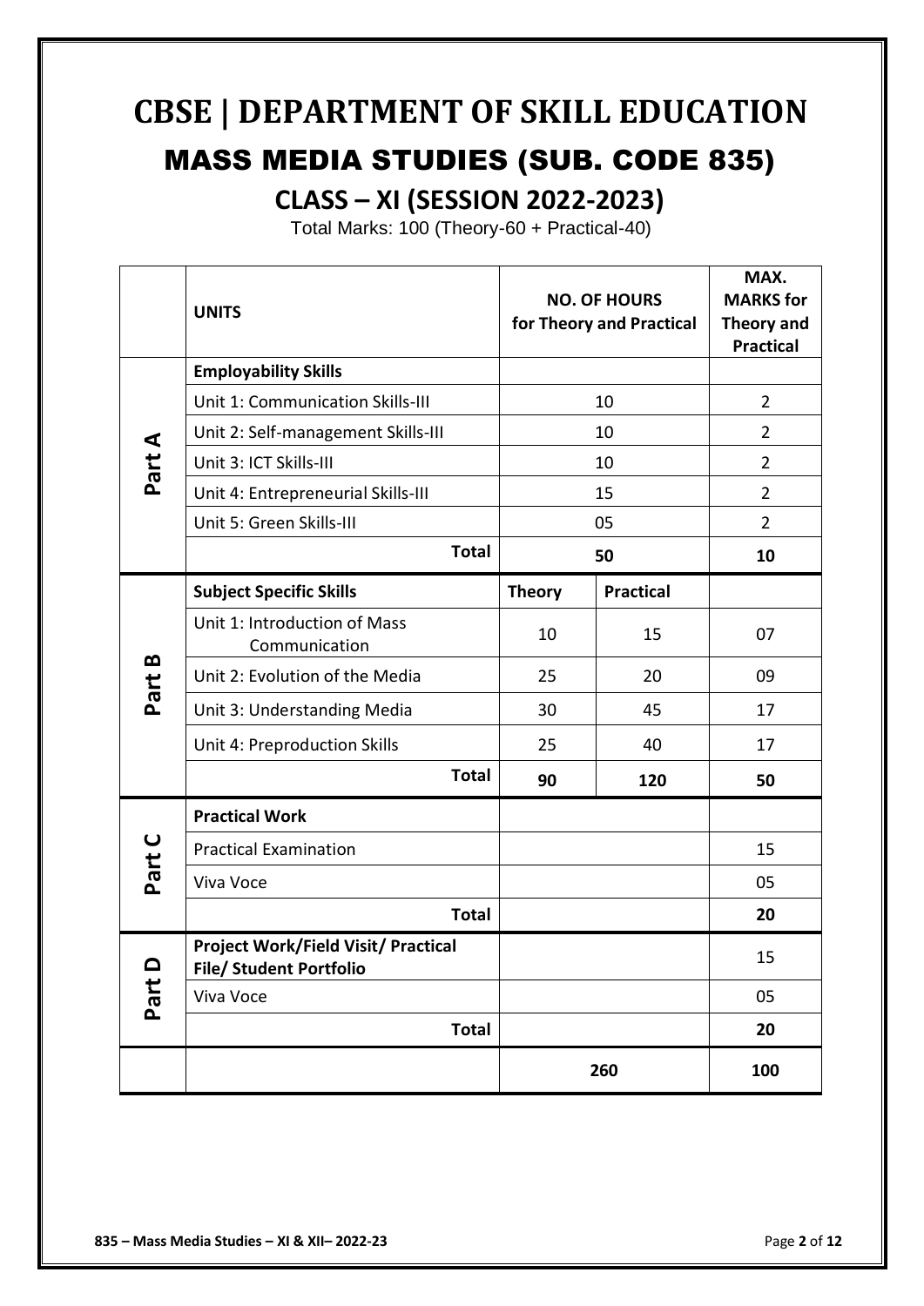# CBSE | DEPARTMENT OF SKILL EDUCATION

## MASS MEDIA STUDIES (SUB. CODE 835)

## CLASS – XI (SESSION 2022-2023)

Total Marks: 100 (Theory-60 + Practical-40)

| | UNITS | NO. OF HOURS for Theory and Practical | | MAX. MARKS for Theory and Practical |
|---|---|---|---|---|
| Part A | **Employability Skills** | | | |
| | Unit 1: Communication Skills-III | 10 | | 2 |
| | Unit 2: Self-management Skills-III | 10 | | 2 |
| | Unit 3: ICT Skills-III | 10 | | 2 |
| | Unit 4: Entrepreneurial Skills-III | 15 | | 2 |
| | Unit 5: Green Skills-III | 05 | | 2 |
| | **Total** | **50** | | **10** |
| Part B | **Subject Specific Skills** | **Theory** | **Practical** | |
| | Unit 1: Introduction of Mass Communication | 10 | 15 | 07 |
| | Unit 2: Evolution of the Media | 25 | 20 | 09 |
| | Unit 3: Understanding Media | 30 | 45 | 17 |
| | Unit 4: Preproduction Skills | 25 | 40 | 17 |
| | **Total** | **90** | **120** | **50** |
| Part C | **Practical Work** | | | |
| | Practical Examination | | | 15 |
| | Viva Voce | | | 05 |
| | **Total** | | | **20** |
| Part D | **Project Work/Field Visit/ Practical File/ Student Portfolio** | | | 15 |
| | Viva Voce | | | 05 |
| | **Total** | | | **20** |
| | | **260** | | **100** |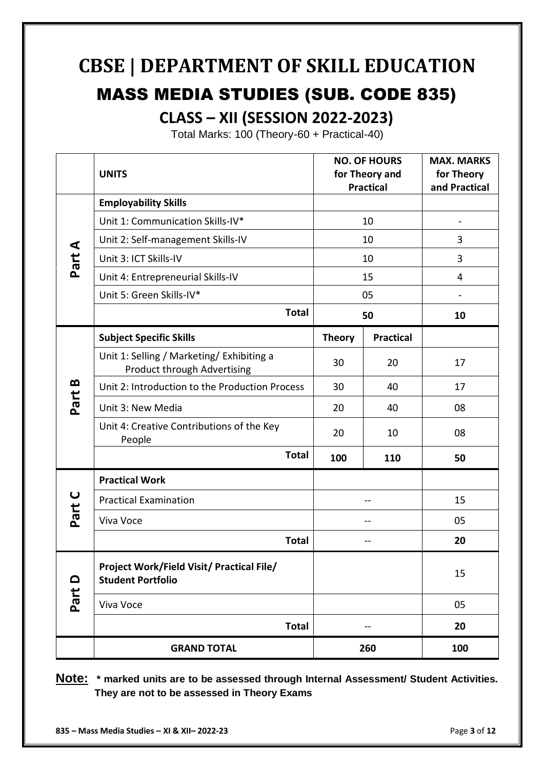# CBSE | DEPARTMENT OF SKILL EDUCATION

## MASS MEDIA STUDIES (SUB. CODE 835)

### CLASS – XII (SESSION 2022-2023)

Total Marks: 100 (Theory-60 + Practical-40)

| | UNITS | NO. OF HOURS for Theory and Practical | | MAX. MARKS for Theory and Practical |
|---|---|---|---|---|
| Part A | **Employability Skills** | | | |
| | Unit 1: Communication Skills-IV* | 10 | | - |
| | Unit 2: Self-management Skills-IV | 10 | | 3 |
| | Unit 3: ICT Skills-IV | 10 | | 3 |
| | Unit 4: Entrepreneurial Skills-IV | 15 | | 4 |
| | Unit 5: Green Skills-IV* | 05 | | - |
| | **Total** | **50** | | **10** |
| Part B | **Subject Specific Skills** | **Theory** | **Practical** | |
| | Unit 1: Selling / Marketing/ Exhibiting a Product through Advertising | 30 | 20 | 17 |
| | Unit 2: Introduction to the Production Process | 30 | 40 | 17 |
| | Unit 3: New Media | 20 | 40 | 08 |
| | Unit 4: Creative Contributions of the Key People | 20 | 10 | 08 |
| | **Total** | **100** | **110** | **50** |
| Part C | **Practical Work** | | | |
| | Practical Examination | -- | | 15 |
| | Viva Voce | -- | | 05 |
| | **Total** | -- | | **20** |
| Part D | **Project Work/Field Visit/ Practical File/ Student Portfolio** | | | 15 |
| | Viva Voce | | | 05 |
| | **Total** | -- | | **20** |
| | **GRAND TOTAL** | **260** | | **100** |

**Note:** **\* marked units are to be assessed through Internal Assessment/ Student Activities. They are not to be assessed in Theory Exams**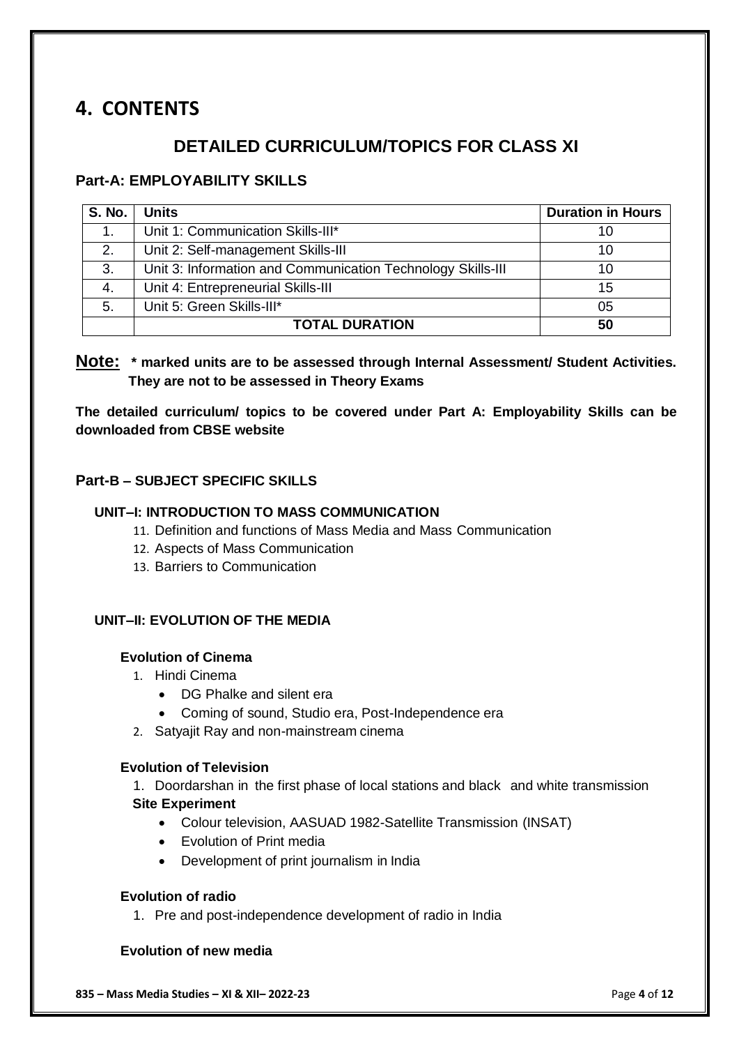# 4. CONTENTS

## DETAILED CURRICULUM/TOPICS FOR CLASS XI

### Part-A: EMPLOYABILITY SKILLS

| S. No. | Units | Duration in Hours |
|---|---|---|
| 1. | Unit 1: Communication Skills-III* | 10 |
| 2. | Unit 2: Self-management Skills-III | 10 |
| 3. | Unit 3: Information and Communication Technology Skills-III | 10 |
| 4. | Unit 4: Entrepreneurial Skills-III | 15 |
| 5. | Unit 5: Green Skills-III* | 05 |
| | **TOTAL DURATION** | **50** |

**Note: * marked units are to be assessed through Internal Assessment/ Student Activities. They are not to be assessed in Theory Exams**

**The detailed curriculum/ topics to be covered under Part A: Employability Skills can be downloaded from CBSE website**

### Part-B – SUBJECT SPECIFIC SKILLS

#### UNIT–I: INTRODUCTION TO MASS COMMUNICATION

11. Definition and functions of Mass Media and Mass Communication
12. Aspects of Mass Communication
13. Barriers to Communication

#### UNIT–II: EVOLUTION OF THE MEDIA

**Evolution of Cinema**

1. Hindi Cinema
   - DG Phalke and silent era
   - Coming of sound, Studio era, Post-Independence era
2. Satyajit Ray and non-mainstream cinema

**Evolution of Television**

1. Doordarshan in the first phase of local stations and black and white transmission

**Site Experiment**

- Colour television, AASUAD 1982-Satellite Transmission (INSAT)
- Evolution of Print media
- Development of print journalism in India

**Evolution of radio**

1. Pre and post-independence development of radio in India

**Evolution of new media**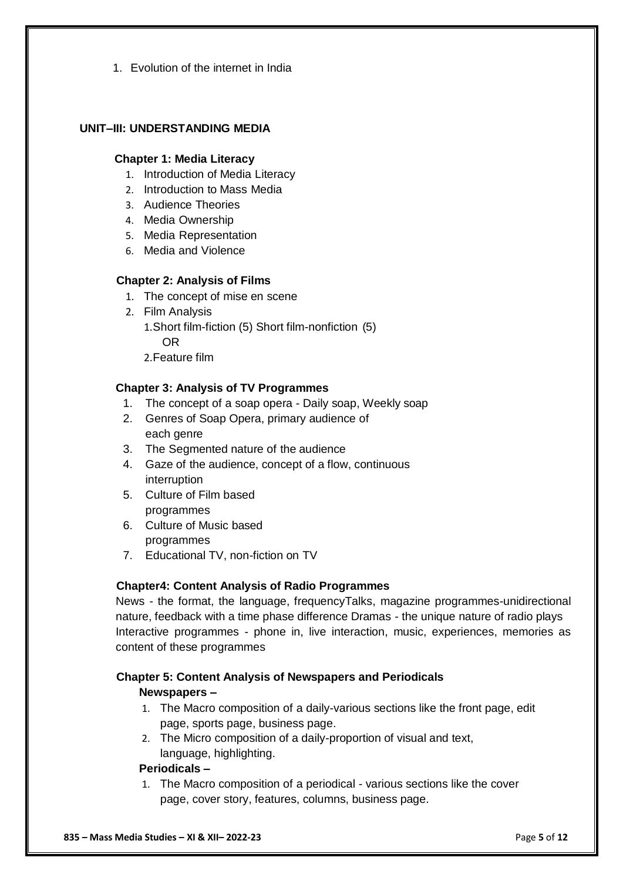1. Evolution of the internet in India

## UNIT–III: UNDERSTANDING MEDIA

### Chapter 1: Media Literacy

1. Introduction of Media Literacy
2. Introduction to Mass Media
3. Audience Theories
4. Media Ownership
5. Media Representation
6. Media and Violence

### Chapter 2: Analysis of Films

1. The concept of mise en scene
2. Film Analysis
   1. Short film-fiction (5) Short film-nonfiction (5)
      OR
   2. Feature film

### Chapter 3: Analysis of TV Programmes

1. The concept of a soap opera - Daily soap, Weekly soap
2. Genres of Soap Opera, primary audience of each genre
3. The Segmented nature of the audience
4. Gaze of the audience, concept of a flow, continuous interruption
5. Culture of Film based programmes
6. Culture of Music based programmes
7. Educational TV, non-fiction on TV

### Chapter4: Content Analysis of Radio Programmes

News - the format, the language, frequencyTalks, magazine programmes-unidirectional nature, feedback with a time phase difference Dramas - the unique nature of radio plays Interactive programmes - phone in, live interaction, music, experiences, memories as content of these programmes

### Chapter 5: Content Analysis of Newspapers and Periodicals

**Newspapers –**

1. The Macro composition of a daily-various sections like the front page, edit page, sports page, business page.
2. The Micro composition of a daily-proportion of visual and text, language, highlighting.

**Periodicals –**

1. The Macro composition of a periodical - various sections like the cover page, cover story, features, columns, business page.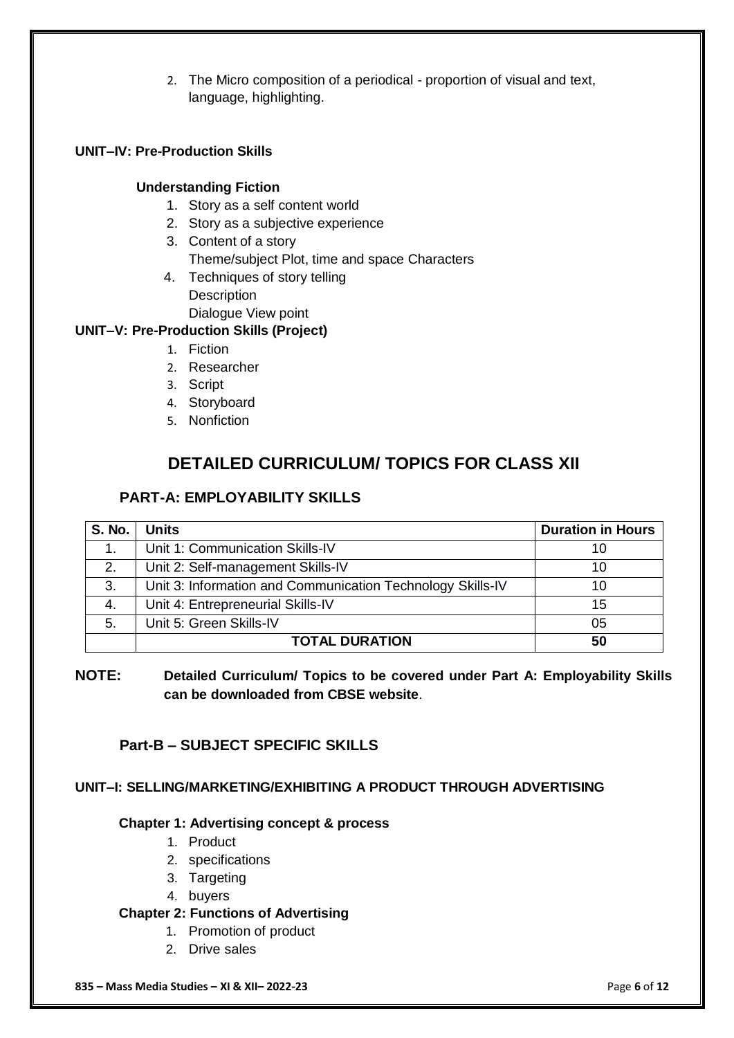2. The Micro composition of a periodical - proportion of visual and text, language, highlighting.

**UNIT–IV: Pre-Production Skills**

**Understanding Fiction**

1. Story as a self content world
2. Story as a subjective experience
3. Content of a story
   Theme/subject Plot, time and space Characters
4. Techniques of story telling
   Description
   Dialogue View point

**UNIT–V: Pre-Production Skills (Project)**

1. Fiction
2. Researcher
3. Script
4. Storyboard
5. Nonfiction

## DETAILED CURRICULUM/ TOPICS FOR CLASS XII

### PART-A: EMPLOYABILITY SKILLS

| S. No. | Units | Duration in Hours |
|---|---|---|
| 1. | Unit 1: Communication Skills-IV | 10 |
| 2. | Unit 2: Self-management Skills-IV | 10 |
| 3. | Unit 3: Information and Communication Technology Skills-IV | 10 |
| 4. | Unit 4: Entrepreneurial Skills-IV | 15 |
| 5. | Unit 5: Green Skills-IV | 05 |
| | **TOTAL DURATION** | **50** |

**NOTE:** **Detailed Curriculum/ Topics to be covered under Part A: Employability Skills can be downloaded from CBSE website**.

### Part-B – SUBJECT SPECIFIC SKILLS

**UNIT–I: SELLING/MARKETING/EXHIBITING A PRODUCT THROUGH ADVERTISING**

**Chapter 1: Advertising concept & process**

1. Product
2. specifications
3. Targeting
4. buyers

**Chapter 2: Functions of Advertising**

1. Promotion of product
2. Drive sales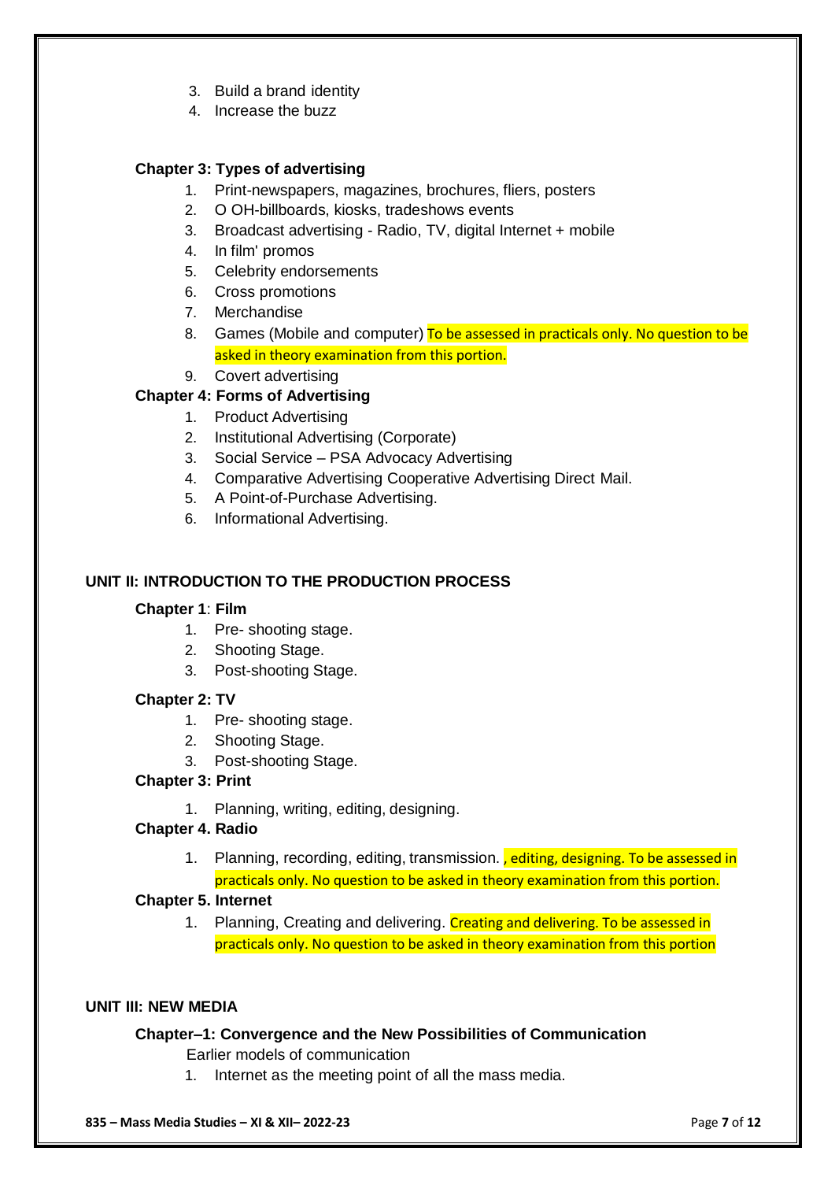3. Build a brand identity
4. Increase the buzz

**Chapter 3: Types of advertising**

1. Print-newspapers, magazines, brochures, fliers, posters
2. O OH-billboards, kiosks, tradeshows events
3. Broadcast advertising - Radio, TV, digital Internet + mobile
4. In film' promos
5. Celebrity endorsements
6. Cross promotions
7. Merchandise
8. Games (Mobile and computer) To be assessed in practicals only. No question to be asked in theory examination from this portion.
9. Covert advertising

**Chapter 4: Forms of Advertising**

1. Product Advertising
2. Institutional Advertising (Corporate)
3. Social Service – PSA Advocacy Advertising
4. Comparative Advertising Cooperative Advertising Direct Mail.
5. A Point-of-Purchase Advertising.
6. Informational Advertising.

## UNIT II: INTRODUCTION TO THE PRODUCTION PROCESS

**Chapter 1**: **Film**

1. Pre- shooting stage.
2. Shooting Stage.
3. Post-shooting Stage.

**Chapter 2: TV**

1. Pre- shooting stage.
2. Shooting Stage.
3. Post-shooting Stage.

**Chapter 3: Print**

1. Planning, writing, editing, designing.

**Chapter 4. Radio**

1. Planning, recording, editing, transmission. , editing, designing. To be assessed in practicals only. No question to be asked in theory examination from this portion.

**Chapter 5. Internet**

1. Planning, Creating and delivering. Creating and delivering. To be assessed in practicals only. No question to be asked in theory examination from this portion

## UNIT III: NEW MEDIA

**Chapter–1: Convergence and the New Possibilities of Communication**

Earlier models of communication

1. Internet as the meeting point of all the mass media.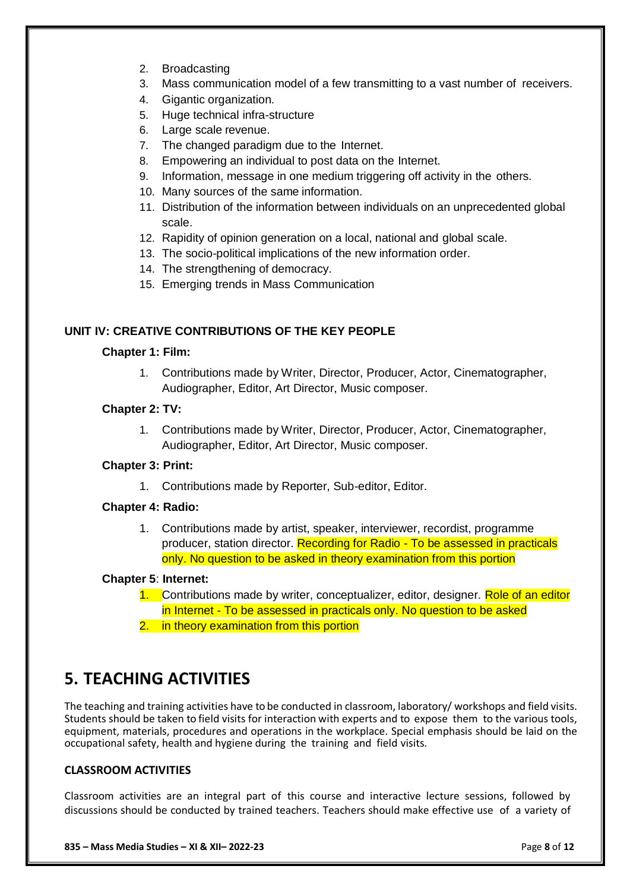2. Broadcasting
3. Mass communication model of a few transmitting to a vast number of receivers.
4. Gigantic organization.
5. Huge technical infra-structure
6. Large scale revenue.
7. The changed paradigm due to the Internet.
8. Empowering an individual to post data on the Internet.
9. Information, message in one medium triggering off activity in the others.
10. Many sources of the same information.
11. Distribution of the information between individuals on an unprecedented global scale.
12. Rapidity of opinion generation on a local, national and global scale.
13. The socio-political implications of the new information order.
14. The strengthening of democracy.
15. Emerging trends in Mass Communication

#### UNIT IV: CREATIVE CONTRIBUTIONS OF THE KEY PEOPLE

**Chapter 1: Film:**

1. Contributions made by Writer, Director, Producer, Actor, Cinematographer, Audiographer, Editor, Art Director, Music composer.

**Chapter 2: TV:**

1. Contributions made by Writer, Director, Producer, Actor, Cinematographer, Audiographer, Editor, Art Director, Music composer.

**Chapter 3: Print:**

1. Contributions made by Reporter, Sub-editor, Editor.

**Chapter 4: Radio:**

1. Contributions made by artist, speaker, interviewer, recordist, programme producer, station director. Recording for Radio - To be assessed in practicals only. No question to be asked in theory examination from this portion

**Chapter 5**: **Internet:**

1. Contributions made by writer, conceptualizer, editor, designer. Role of an editor in Internet - To be assessed in practicals only. No question to be asked
2. in theory examination from this portion

## 5. TEACHING ACTIVITIES

The teaching and training activities have to be conducted in classroom, laboratory/ workshops and field visits. Students should be taken to field visits for interaction with experts and to expose them to the various tools, equipment, materials, procedures and operations in the workplace. Special emphasis should be laid on the occupational safety, health and hygiene during the training and field visits.

#### CLASSROOM ACTIVITIES

Classroom activities are an integral part of this course and interactive lecture sessions, followed by discussions should be conducted by trained teachers. Teachers should make effective use of a variety of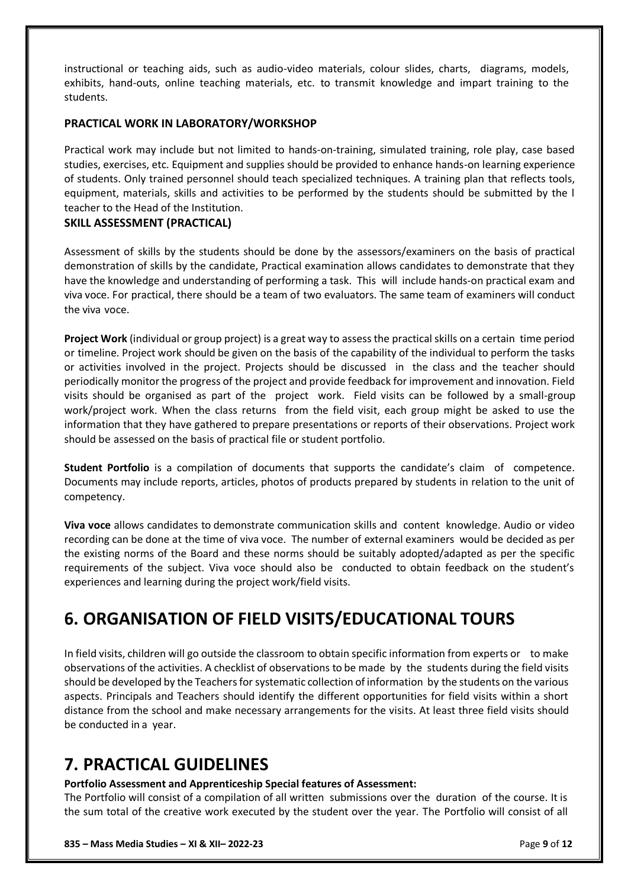instructional or teaching aids, such as audio-video materials, colour slides, charts, diagrams, models, exhibits, hand-outs, online teaching materials, etc. to transmit knowledge and impart training to the students.

### PRACTICAL WORK IN LABORATORY/WORKSHOP

Practical work may include but not limited to hands-on-training, simulated training, role play, case based studies, exercises, etc. Equipment and supplies should be provided to enhance hands-on learning experience of students. Only trained personnel should teach specialized techniques. A training plan that reflects tools, equipment, materials, skills and activities to be performed by the students should be submitted by the l teacher to the Head of the Institution.

### SKILL ASSESSMENT (PRACTICAL)

Assessment of skills by the students should be done by the assessors/examiners on the basis of practical demonstration of skills by the candidate, Practical examination allows candidates to demonstrate that they have the knowledge and understanding of performing a task. This will include hands-on practical exam and viva voce. For practical, there should be a team of two evaluators. The same team of examiners will conduct the viva voce.

**Project Work** (individual or group project) is a great way to assess the practical skills on a certain time period or timeline. Project work should be given on the basis of the capability of the individual to perform the tasks or activities involved in the project. Projects should be discussed in the class and the teacher should periodically monitor the progress of the project and provide feedback for improvement and innovation. Field visits should be organised as part of the project work. Field visits can be followed by a small-group work/project work. When the class returns from the field visit, each group might be asked to use the information that they have gathered to prepare presentations or reports of their observations. Project work should be assessed on the basis of practical file or student portfolio.

**Student Portfolio** is a compilation of documents that supports the candidate's claim of competence. Documents may include reports, articles, photos of products prepared by students in relation to the unit of competency.

**Viva voce** allows candidates to demonstrate communication skills and content knowledge. Audio or video recording can be done at the time of viva voce. The number of external examiners would be decided as per the existing norms of the Board and these norms should be suitably adopted/adapted as per the specific requirements of the subject. Viva voce should also be conducted to obtain feedback on the student's experiences and learning during the project work/field visits.

# 6. ORGANISATION OF FIELD VISITS/EDUCATIONAL TOURS

In field visits, children will go outside the classroom to obtain specific information from experts or to make observations of the activities. A checklist of observations to be made by the students during the field visits should be developed by the Teachers for systematic collection of information by the students on the various aspects. Principals and Teachers should identify the different opportunities for field visits within a short distance from the school and make necessary arrangements for the visits. At least three field visits should be conducted in a year.

# 7. PRACTICAL GUIDELINES

**Portfolio Assessment and Apprenticeship Special features of Assessment:**

The Portfolio will consist of a compilation of all written submissions over the duration of the course. It is the sum total of the creative work executed by the student over the year. The Portfolio will consist of all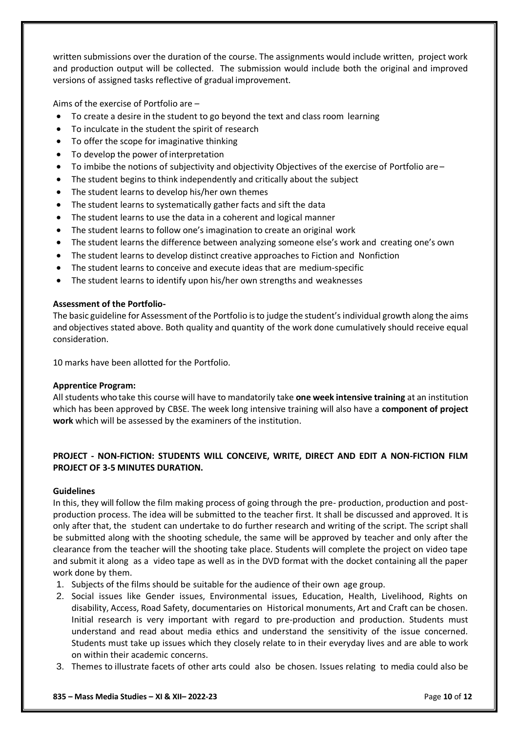written submissions over the duration of the course. The assignments would include written, project work and production output will be collected. The submission would include both the original and improved versions of assigned tasks reflective of gradual improvement.

Aims of the exercise of Portfolio are –

- To create a desire in the student to go beyond the text and class room learning
- To inculcate in the student the spirit of research
- To offer the scope for imaginative thinking
- To develop the power of interpretation
- To imbibe the notions of subjectivity and objectivity Objectives of the exercise of Portfolio are –
- The student begins to think independently and critically about the subject
- The student learns to develop his/her own themes
- The student learns to systematically gather facts and sift the data
- The student learns to use the data in a coherent and logical manner
- The student learns to follow one's imagination to create an original work
- The student learns the difference between analyzing someone else's work and creating one's own
- The student learns to develop distinct creative approaches to Fiction and Nonfiction
- The student learns to conceive and execute ideas that are medium-specific
- The student learns to identify upon his/her own strengths and weaknesses

**Assessment of the Portfolio-**

The basic guideline for Assessment of the Portfolio is to judge the student's individual growth along the aims and objectives stated above. Both quality and quantity of the work done cumulatively should receive equal consideration.

10 marks have been allotted for the Portfolio.

**Apprentice Program:**

All students who take this course will have to mandatorily take **one week intensive training** at an institution which has been approved by CBSE. The week long intensive training will also have a **component of project work** which will be assessed by the examiners of the institution.

**PROJECT - NON-FICTION: STUDENTS WILL CONCEIVE, WRITE, DIRECT AND EDIT A NON-FICTION FILM PROJECT OF 3-5 MINUTES DURATION.**

**Guidelines**

In this, they will follow the film making process of going through the pre- production, production and post-production process. The idea will be submitted to the teacher first. It shall be discussed and approved. It is only after that, the student can undertake to do further research and writing of the script. The script shall be submitted along with the shooting schedule, the same will be approved by teacher and only after the clearance from the teacher will the shooting take place. Students will complete the project on video tape and submit it along as a video tape as well as in the DVD format with the docket containing all the paper work done by them.

1. Subjects of the films should be suitable for the audience of their own age group.
2. Social issues like Gender issues, Environmental issues, Education, Health, Livelihood, Rights on disability, Access, Road Safety, documentaries on Historical monuments, Art and Craft can be chosen. Initial research is very important with regard to pre-production and production. Students must understand and read about media ethics and understand the sensitivity of the issue concerned. Students must take up issues which they closely relate to in their everyday lives and are able to work on within their academic concerns.
3. Themes to illustrate facets of other arts could also be chosen. Issues relating to media could also be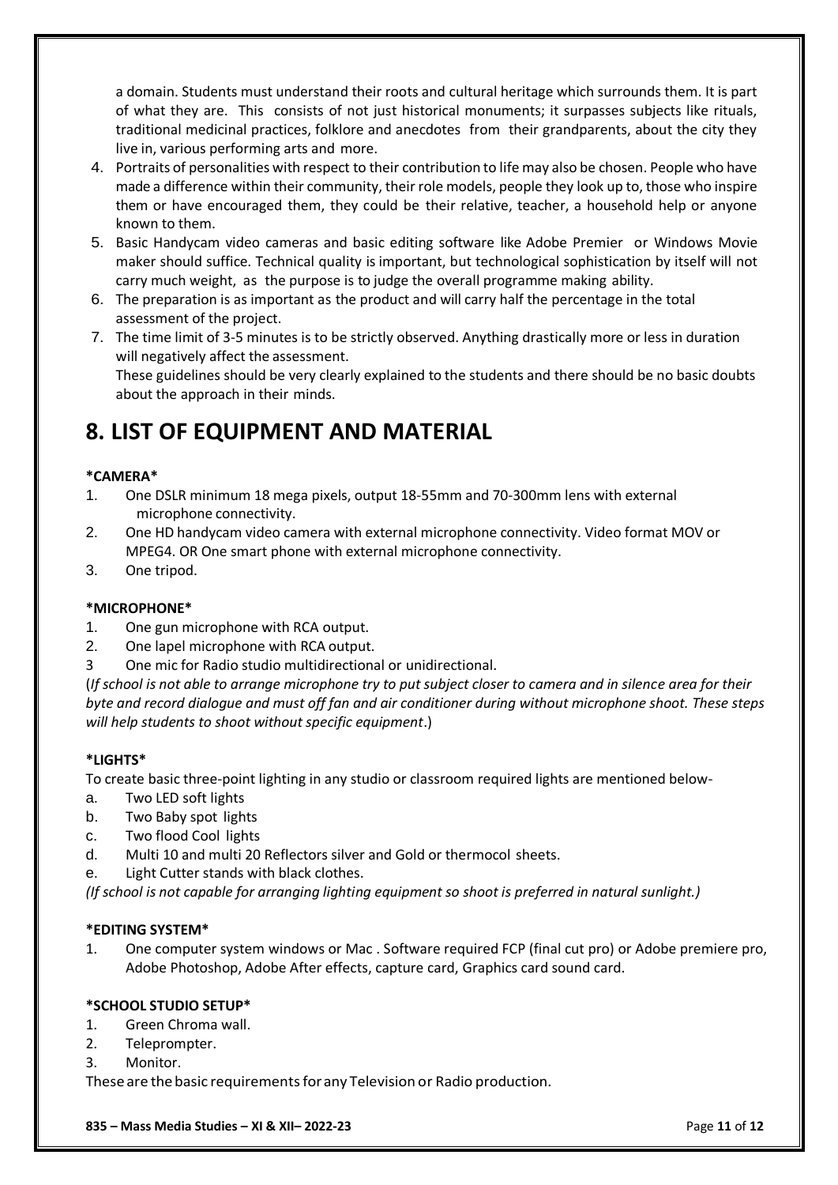a domain. Students must understand their roots and cultural heritage which surrounds them. It is part of what they are. This consists of not just historical monuments; it surpasses subjects like rituals, traditional medicinal practices, folklore and anecdotes from their grandparents, about the city they live in, various performing arts and more.

4. Portraits of personalities with respect to their contribution to life may also be chosen. People who have made a difference within their community, their role models, people they look up to, those who inspire them or have encouraged them, they could be their relative, teacher, a household help or anyone known to them.
5. Basic Handycam video cameras and basic editing software like Adobe Premier or Windows Movie maker should suffice. Technical quality is important, but technological sophistication by itself will not carry much weight, as the purpose is to judge the overall programme making ability.
6. The preparation is as important as the product and will carry half the percentage in the total assessment of the project.
7. The time limit of 3-5 minutes is to be strictly observed. Anything drastically more or less in duration will negatively affect the assessment.

   These guidelines should be very clearly explained to the students and there should be no basic doubts about the approach in their minds.

# 8. LIST OF EQUIPMENT AND MATERIAL

**CAMERA**

1. One DSLR minimum 18 mega pixels, output 18-55mm and 70-300mm lens with external microphone connectivity.
2. One HD handycam video camera with external microphone connectivity. Video format MOV or MPEG4. OR One smart phone with external microphone connectivity.
3. One tripod.

**MICROPHONE**

1. One gun microphone with RCA output.
2. One lapel microphone with RCA output.
3. One mic for Radio studio multidirectional or unidirectional.

(*If school is not able to arrange microphone try to put subject closer to camera and in silence area for their byte and record dialogue and must off fan and air conditioner during without microphone shoot. These steps will help students to shoot without specific equipment*.)

**LIGHTS**

To create basic three-point lighting in any studio or classroom required lights are mentioned below-

a. Two LED soft lights
b. Two Baby spot lights
c. Two flood Cool lights
d. Multi 10 and multi 20 Reflectors silver and Gold or thermocol sheets.
e. Light Cutter stands with black clothes.

*(If school is not capable for arranging lighting equipment so shoot is preferred in natural sunlight.)*

**EDITING SYSTEM**

1. One computer system windows or Mac . Software required FCP (final cut pro) or Adobe premiere pro, Adobe Photoshop, Adobe After effects, capture card, Graphics card sound card.

**SCHOOL STUDIO SETUP**

1. Green Chroma wall.
2. Teleprompter.
3. Monitor.

These are the basic requirements for any Television or Radio production.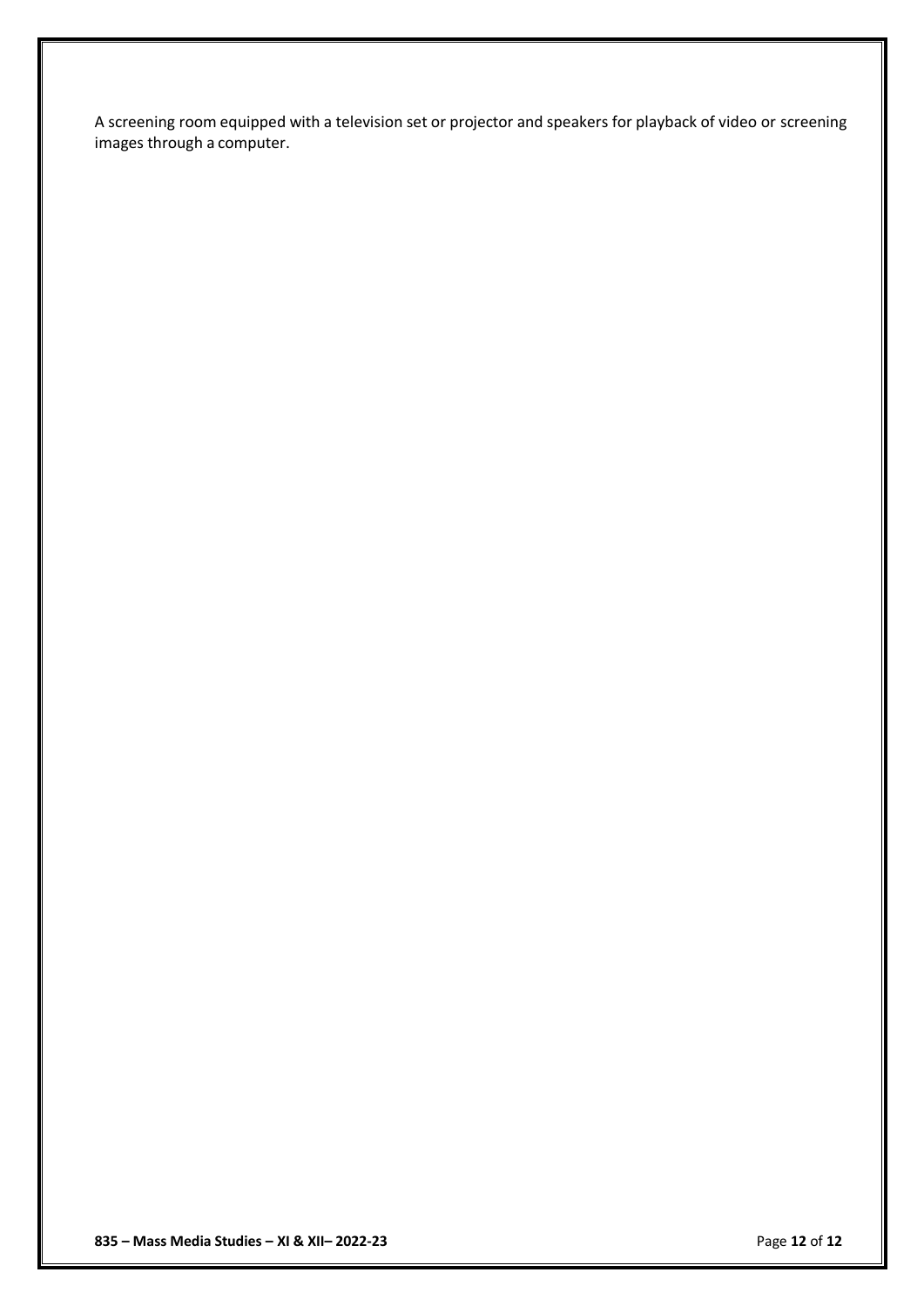A screening room equipped with a television set or projector and speakers for playback of video or screening images through a computer.